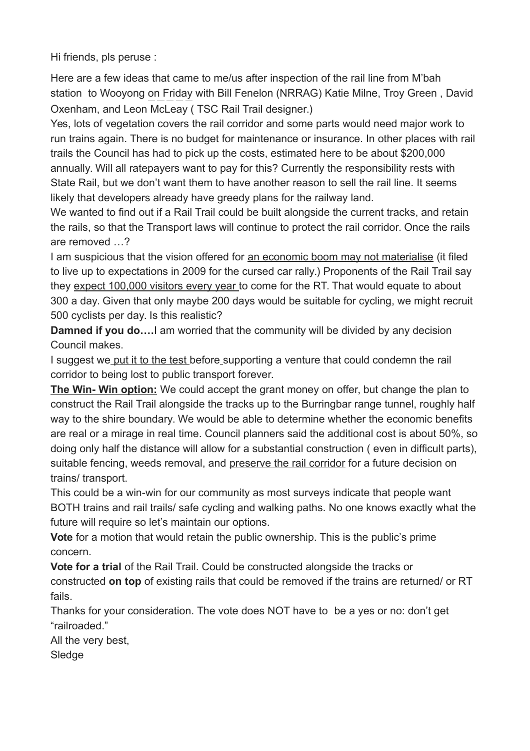Hi friends, pls peruse :

Here are a few ideas that came to me/us after inspection of the rail line from M'bah station to Wooyong on Friday with Bill Fenelon (NRRAG) Katie Milne, Troy Green , David Oxenham, and Leon McLeay ( TSC Rail Trail designer.)

Yes, lots of vegetation covers the rail corridor and some parts would need major work to run trains again. There is no budget for maintenance or insurance. In other places with rail trails the Council has had to pick up the costs, estimated here to be about $200,000 annually. Will all ratepayers want to pay for this? Currently the responsibility rests with State Rail, but we don't want them to have another reason to sell the rail line. It seems likely that developers already have greedy plans for the railway land.

We wanted to find out if a Rail Trail could be built alongside the current tracks, and retain the rails, so that the Transport laws will continue to protect the rail corridor. Once the rails are removed …?

I am suspicious that the vision offered for <u>an economic boom may not materialise</u> (it filed to live up to expectations in 2009 for the cursed car rally.) Proponents of the Rail Trail say they <u>expect 100,000 visitors every year</u> to come for the RT. That would equate to about 300 a day. Given that only maybe 200 days would be suitable for cycling, we might recruit 500 cyclists per day. Is this realistic?

**Damned if you do….**I am worried that the community will be divided by any decision Council makes.

I suggest we <u>put it to the test</u> before supporting a venture that could condemn the rail corridor to being lost to public transport forever.

**<u>The Win- Win option:</u>** We could accept the grant money on offer, but change the plan to construct the Rail Trail alongside the tracks up to the Burringbar range tunnel, roughly half way to the shire boundary. We would be able to determine whether the economic benefits are real or a mirage in real time. Council planners said the additional cost is about 50%, so doing only half the distance will allow for a substantial construction ( even in difficult parts), suitable fencing, weeds removal, and <u>preserve the rail corridor</u> for a future decision on trains/ transport.

This could be a win-win for our community as most surveys indicate that people want BOTH trains and rail trails/ safe cycling and walking paths. No one knows exactly what the future will require so let's maintain our options.

**Vote** for a motion that would retain the public ownership. This is the public's prime concern.

**Vote for a trial** of the Rail Trail. Could be constructed alongside the tracks or constructed **on top** of existing rails that could be removed if the trains are returned/ or RT fails.

Thanks for your consideration. The vote does NOT have to be a yes or no: don't get "railroaded."

All the very best,

Sledge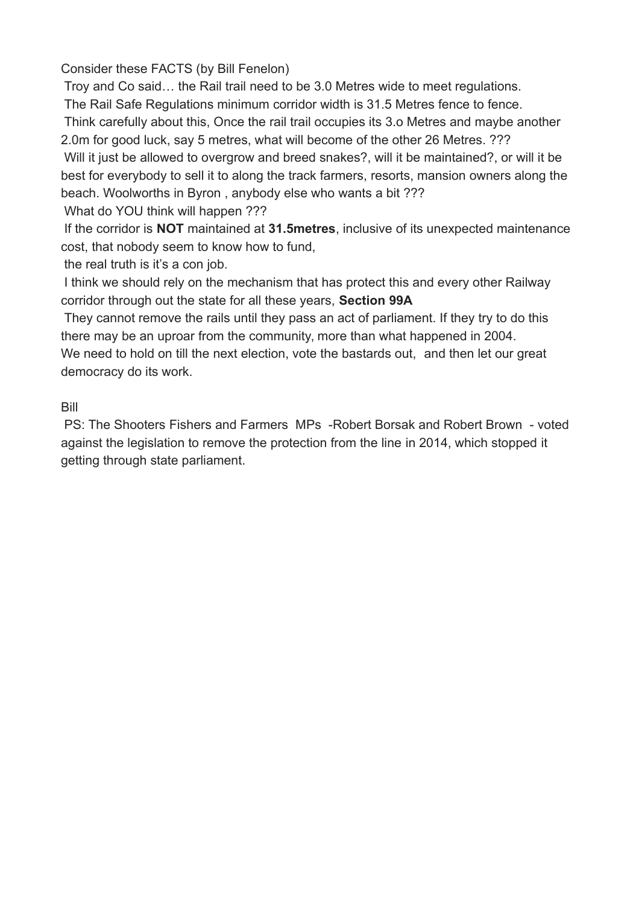Consider these FACTS (by Bill Fenelon)

Troy and Co said… the Rail trail need to be 3.0 Metres wide to meet regulations.

The Rail Safe Regulations minimum corridor width is 31.5 Metres fence to fence.

Think carefully about this, Once the rail trail occupies its 3.o Metres and maybe another 2.0m for good luck, say 5 metres, what will become of the other 26 Metres. ???

Will it just be allowed to overgrow and breed snakes?, will it be maintained?, or will it be best for everybody to sell it to along the track farmers, resorts, mansion owners along the beach. Woolworths in Byron , anybody else who wants a bit ???

What do YOU think will happen ???

If the corridor is **NOT** maintained at **31.5metres**, inclusive of its unexpected maintenance cost, that nobody seem to know how to fund,

the real truth is it's a con job.

I think we should rely on the mechanism that has protect this and every other Railway corridor through out the state for all these years, **Section 99A**

They cannot remove the rails until they pass an act of parliament. If they try to do this there may be an uproar from the community, more than what happened in 2004.

We need to hold on till the next election, vote the bastards out, and then let our great democracy do its work.

Bill

PS: The Shooters Fishers and Farmers MPs -Robert Borsak and Robert Brown - voted against the legislation to remove the protection from the line in 2014, which stopped it getting through state parliament.